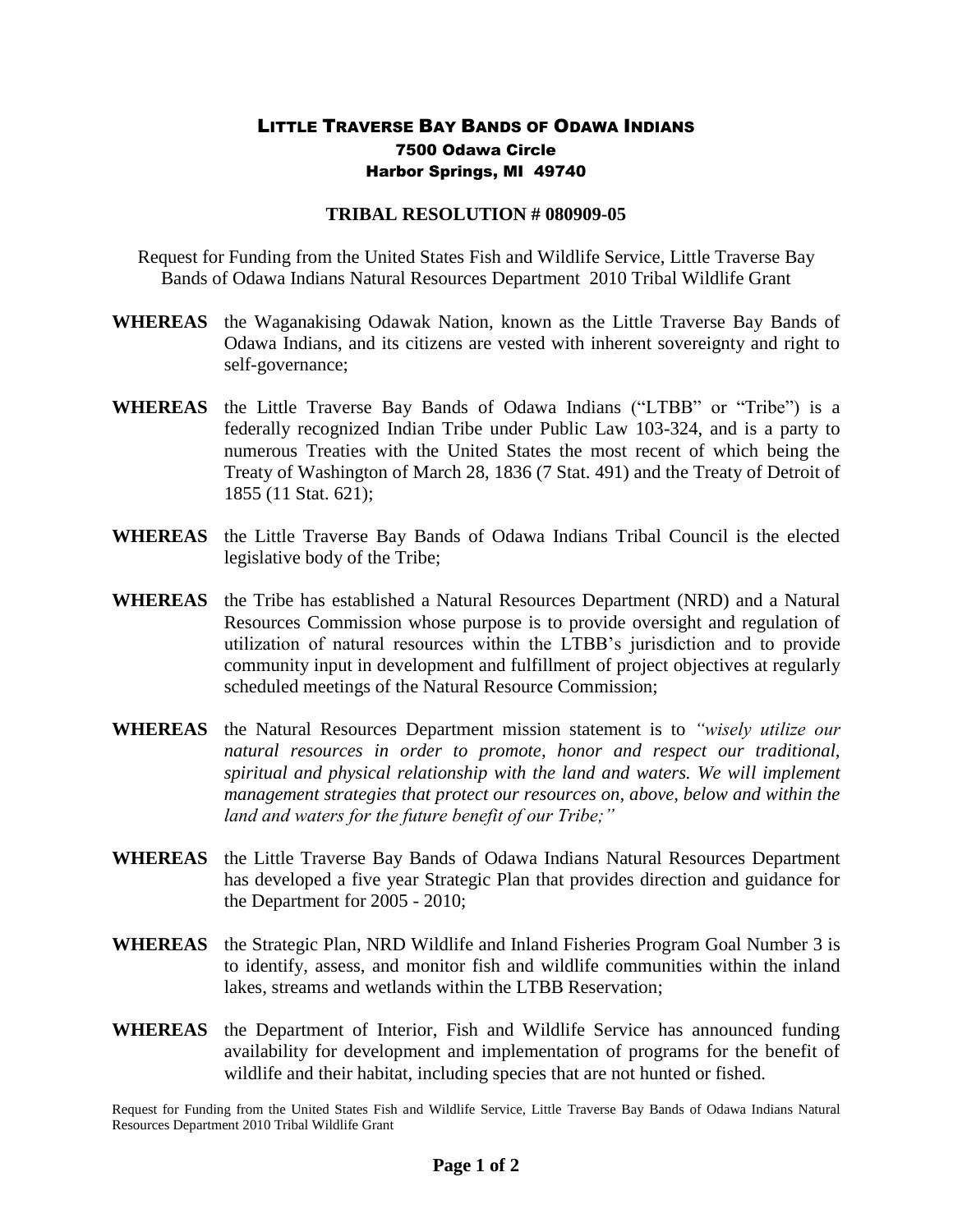# LITTLE TRAVERSE BAY BANDS OF ODAWA INDIANS
7500 Odawa Circle
Harbor Springs, MI 49740

## TRIBAL RESOLUTION # 080909-05

Request for Funding from the United States Fish and Wildlife Service, Little Traverse Bay Bands of Odawa Indians Natural Resources Department 2010 Tribal Wildlife Grant

**WHEREAS** the Waganakising Odawak Nation, known as the Little Traverse Bay Bands of Odawa Indians, and its citizens are vested with inherent sovereignty and right to self-governance;

**WHEREAS** the Little Traverse Bay Bands of Odawa Indians ("LTBB" or "Tribe") is a federally recognized Indian Tribe under Public Law 103-324, and is a party to numerous Treaties with the United States the most recent of which being the Treaty of Washington of March 28, 1836 (7 Stat. 491) and the Treaty of Detroit of 1855 (11 Stat. 621);

**WHEREAS** the Little Traverse Bay Bands of Odawa Indians Tribal Council is the elected legislative body of the Tribe;

**WHEREAS** the Tribe has established a Natural Resources Department (NRD) and a Natural Resources Commission whose purpose is to provide oversight and regulation of utilization of natural resources within the LTBB's jurisdiction and to provide community input in development and fulfillment of project objectives at regularly scheduled meetings of the Natural Resource Commission;

**WHEREAS** the Natural Resources Department mission statement is to *"wisely utilize our natural resources in order to promote, honor and respect our traditional, spiritual and physical relationship with the land and waters. We will implement management strategies that protect our resources on, above, below and within the land and waters for the future benefit of our Tribe;"*

**WHEREAS** the Little Traverse Bay Bands of Odawa Indians Natural Resources Department has developed a five year Strategic Plan that provides direction and guidance for the Department for 2005 - 2010;

**WHEREAS** the Strategic Plan, NRD Wildlife and Inland Fisheries Program Goal Number 3 is to identify, assess, and monitor fish and wildlife communities within the inland lakes, streams and wetlands within the LTBB Reservation;

**WHEREAS** the Department of Interior, Fish and Wildlife Service has announced funding availability for development and implementation of programs for the benefit of wildlife and their habitat, including species that are not hunted or fished.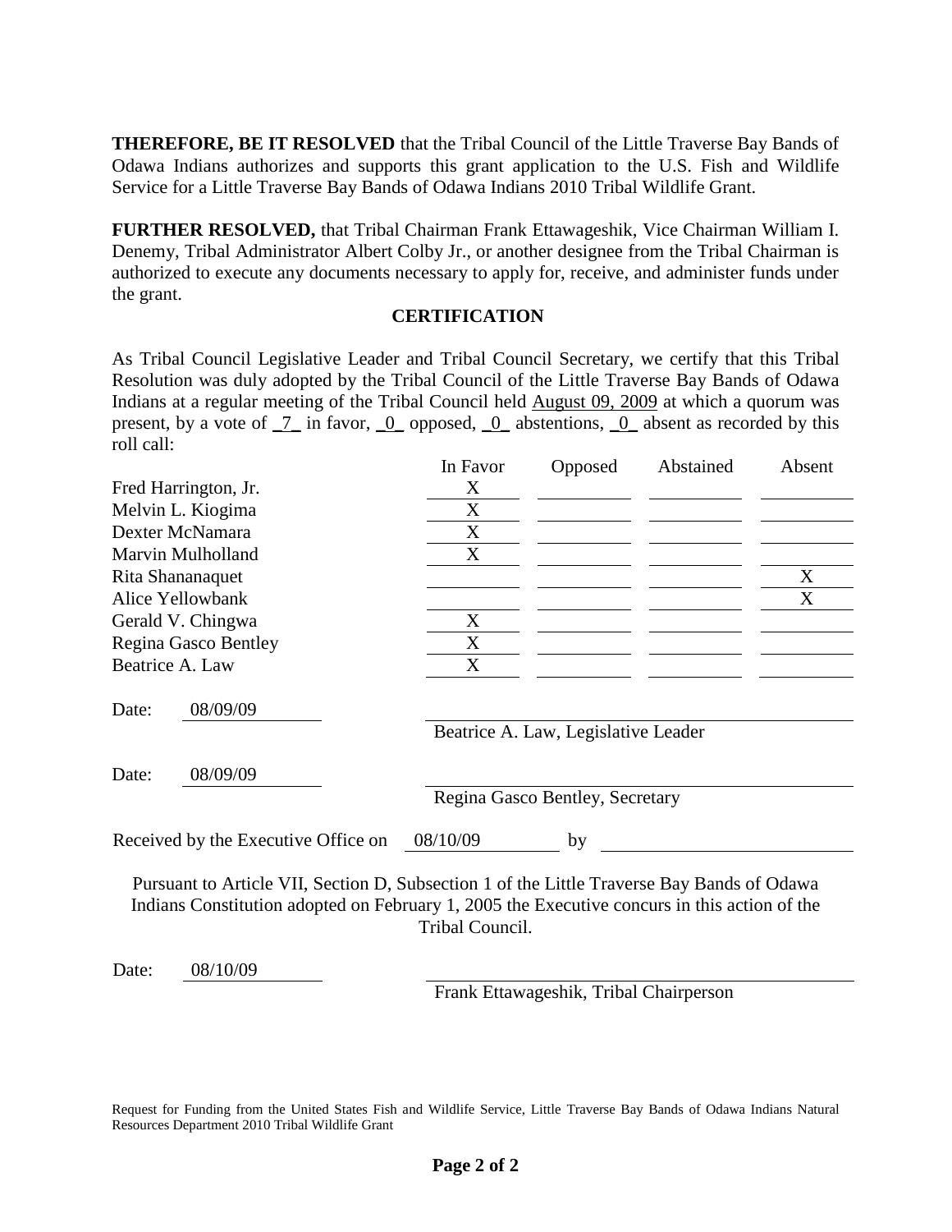**THEREFORE, BE IT RESOLVED** that the Tribal Council of the Little Traverse Bay Bands of Odawa Indians authorizes and supports this grant application to the U.S. Fish and Wildlife Service for a Little Traverse Bay Bands of Odawa Indians 2010 Tribal Wildlife Grant.

**FURTHER RESOLVED,** that Tribal Chairman Frank Ettawageshik, Vice Chairman William I. Denemy, Tribal Administrator Albert Colby Jr., or another designee from the Tribal Chairman is authorized to execute any documents necessary to apply for, receive, and administer funds under the grant.

**CERTIFICATION**

As Tribal Council Legislative Leader and Tribal Council Secretary, we certify that this Tribal Resolution was duly adopted by the Tribal Council of the Little Traverse Bay Bands of Odawa Indians at a regular meeting of the Tribal Council held August 09, 2009 at which a quorum was present, by a vote of _7_ in favor, _0_ opposed, _0_ abstentions, _0_ absent as recorded by this roll call:

| | In Favor | Opposed | Abstained | Absent |
|---|---|---|---|---|
| Fred Harrington, Jr. | X | | | |
| Melvin L. Kiogima | X | | | |
| Dexter McNamara | X | | | |
| Marvin Mulholland | X | | | |
| Rita Shananaquet | | | | X |
| Alice Yellowbank | | | | X |
| Gerald V. Chingwa | X | | | |
| Regina Gasco Bentley | X | | | |
| Beatrice A. Law | X | | | |

Date: 08/09/09

Beatrice A. Law, Legislative Leader

Date: 08/09/09

Regina Gasco Bentley, Secretary

Received by the Executive Office on 08/10/09 by

Pursuant to Article VII, Section D, Subsection 1 of the Little Traverse Bay Bands of Odawa Indians Constitution adopted on February 1, 2005 the Executive concurs in this action of the Tribal Council.

Date: 08/10/09

Frank Ettawageshik, Tribal Chairperson

Request for Funding from the United States Fish and Wildlife Service, Little Traverse Bay Bands of Odawa Indians Natural Resources Department 2010 Tribal Wildlife Grant